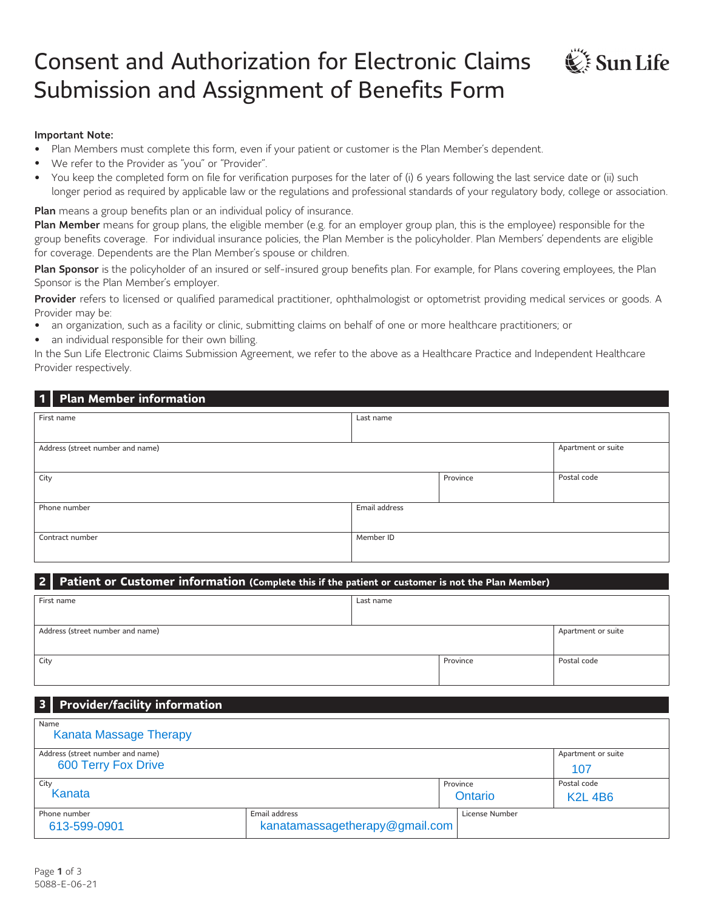# Consent and Authorization for Electronic Claims Submission and Assignment of Benefits Form

**Sun Life**

**Important Note:**

- Plan Members must complete this form, even if your patient or customer is the Plan Member's dependent.
- We refer to the Provider as "you" or "Provider".
- You keep the completed form on file for verification purposes for the later of (i) 6 years following the last service date or (ii) such longer period as required by applicable law or the regulations and professional standards of your regulatory body, college or association.

**Plan** means a group benefits plan or an individual policy of insurance.

**Plan Member** means for group plans, the eligible member (e.g. for an employer group plan, this is the employee) responsible for the group benefits coverage. For individual insurance policies, the Plan Member is the policyholder. Plan Members' dependents are eligible for coverage. Dependents are the Plan Member's spouse or children.

**Plan Sponsor** is the policyholder of an insured or self-insured group benefits plan. For example, for Plans covering employees, the Plan Sponsor is the Plan Member's employer.

**Provider** refers to licensed or qualified paramedical practitioner, ophthalmologist or optometrist providing medical services or goods. A Provider may be:

- an organization, such as a facility or clinic, submitting claims on behalf of one or more healthcare practitioners; or
- an individual responsible for their own billing.

In the Sun Life Electronic Claims Submission Agreement, we refer to the above as a Healthcare Practice and Independent Healthcare Provider respectively.

## 1 Plan Member information

| First name | | Last name | |
|---|---|---|---|
| Address (street number and name) | | | Apartment or suite |
| City | | Province | Postal code |
| Phone number | | Email address | |
| Contract number | | Member ID | |

## 2 Patient or Customer information (Complete this if the patient or customer is not the Plan Member)

| First name | | Last name |
|---|---|---|
| Address (street number and name) | | Apartment or suite |
| City | Province | Postal code |

## 3 Provider/facility information

| Field | Value |
|---|---|
| Name | Kanata Massage Therapy |
| Address (street number and name) | 600 Terry Fox Drive |
| Apartment or suite | 107 |
| City | Kanata |
| Province | Ontario |
| Postal code | K2L 4B6 |
| Phone number | 613-599-0901 |
| Email address | kanatamassagetherapy@gmail.com |
| License Number | |

5088-E-06-21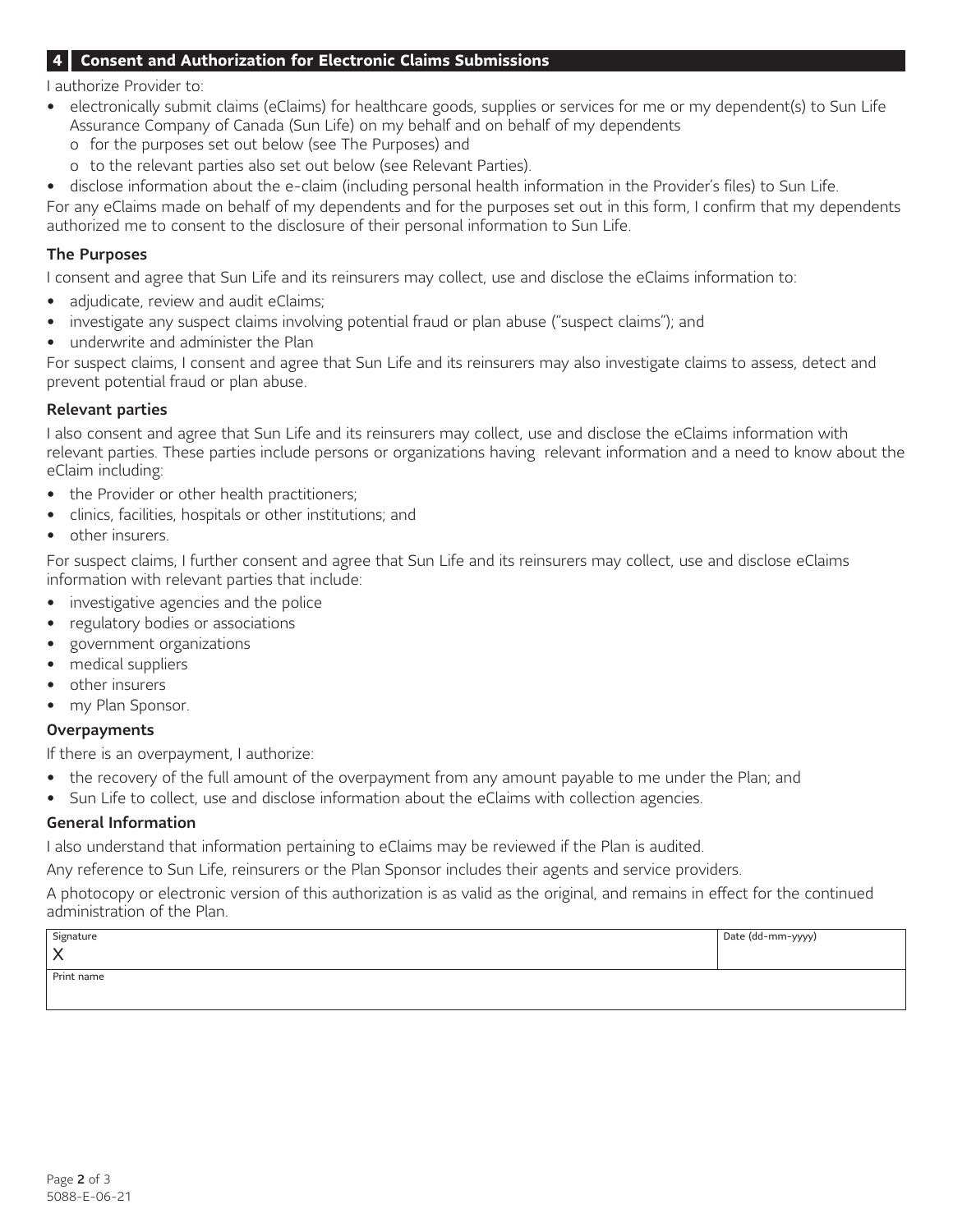## 4 Consent and Authorization for Electronic Claims Submissions

I authorize Provider to:

- electronically submit claims (eClaims) for healthcare goods, supplies or services for me or my dependent(s) to Sun Life Assurance Company of Canada (Sun Life) on my behalf and on behalf of my dependents
  - o for the purposes set out below (see The Purposes) and
  - o to the relevant parties also set out below (see Relevant Parties).
- disclose information about the e-claim (including personal health information in the Provider's files) to Sun Life.

For any eClaims made on behalf of my dependents and for the purposes set out in this form, I confirm that my dependents authorized me to consent to the disclosure of their personal information to Sun Life.

### The Purposes

I consent and agree that Sun Life and its reinsurers may collect, use and disclose the eClaims information to:

- adjudicate, review and audit eClaims;
- investigate any suspect claims involving potential fraud or plan abuse ("suspect claims"); and
- underwrite and administer the Plan

For suspect claims, I consent and agree that Sun Life and its reinsurers may also investigate claims to assess, detect and prevent potential fraud or plan abuse.

### Relevant parties

I also consent and agree that Sun Life and its reinsurers may collect, use and disclose the eClaims information with relevant parties. These parties include persons or organizations having relevant information and a need to know about the eClaim including:

- the Provider or other health practitioners;
- clinics, facilities, hospitals or other institutions; and
- other insurers.

For suspect claims, I further consent and agree that Sun Life and its reinsurers may collect, use and disclose eClaims information with relevant parties that include:

- investigative agencies and the police
- regulatory bodies or associations
- government organizations
- medical suppliers
- other insurers
- my Plan Sponsor.

### Overpayments

If there is an overpayment, I authorize:

- the recovery of the full amount of the overpayment from any amount payable to me under the Plan; and
- Sun Life to collect, use and disclose information about the eClaims with collection agencies.

### General Information

I also understand that information pertaining to eClaims may be reviewed if the Plan is audited.

Any reference to Sun Life, reinsurers or the Plan Sponsor includes their agents and service providers.

A photocopy or electronic version of this authorization is as valid as the original, and remains in effect for the continued administration of the Plan.

| Signature<br>X | Date (dd-mm-yyyy) |
| --- | --- |
| Print name | |

5088-E-06-21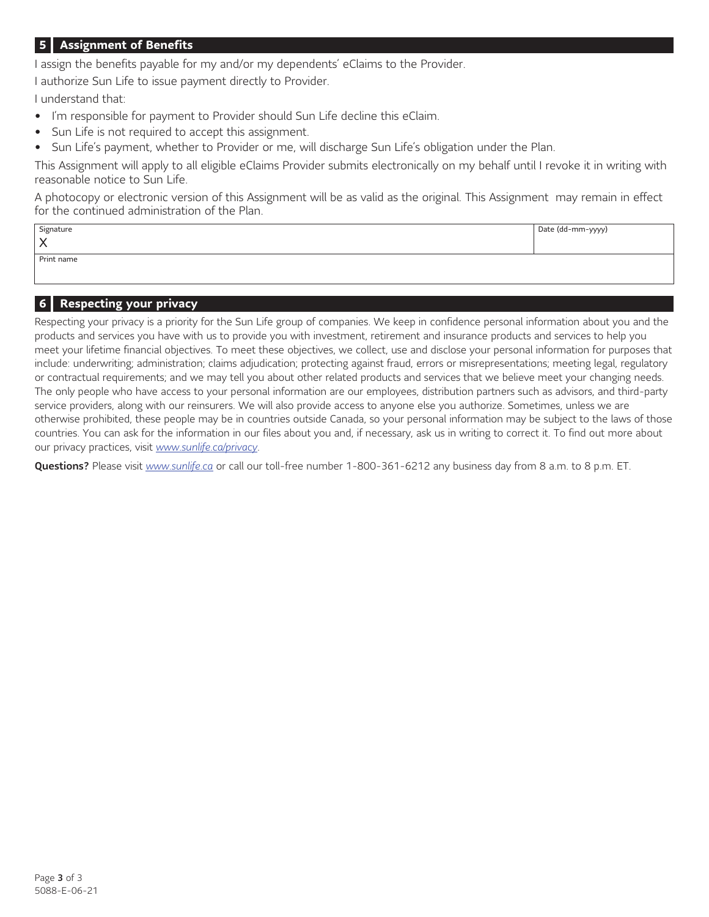## 5 Assignment of Benefits

I assign the benefits payable for my and/or my dependents' eClaims to the Provider.

I authorize Sun Life to issue payment directly to Provider.

I understand that:

- I'm responsible for payment to Provider should Sun Life decline this eClaim.
- Sun Life is not required to accept this assignment.
- Sun Life's payment, whether to Provider or me, will discharge Sun Life's obligation under the Plan.

This Assignment will apply to all eligible eClaims Provider submits electronically on my behalf until I revoke it in writing with reasonable notice to Sun Life.

A photocopy or electronic version of this Assignment will be as valid as the original. This Assignment may remain in effect for the continued administration of the Plan.

| | |
|---|---|
| Signature<br>X | Date (dd-mm-yyyy) |
| Print name | |

## 6 Respecting your privacy

Respecting your privacy is a priority for the Sun Life group of companies. We keep in confidence personal information about you and the products and services you have with us to provide you with investment, retirement and insurance products and services to help you meet your lifetime financial objectives. To meet these objectives, we collect, use and disclose your personal information for purposes that include: underwriting; administration; claims adjudication; protecting against fraud, errors or misrepresentations; meeting legal, regulatory or contractual requirements; and we may tell you about other related products and services that we believe meet your changing needs. The only people who have access to your personal information are our employees, distribution partners such as advisors, and third-party service providers, along with our reinsurers. We will also provide access to anyone else you authorize. Sometimes, unless we are otherwise prohibited, these people may be in countries outside Canada, so your personal information may be subject to the laws of those countries. You can ask for the information in our files about you and, if necessary, ask us in writing to correct it. To find out more about our privacy practices, visit *www.sunlife.ca/privacy*.

**Questions?** Please visit *www.sunlife.ca* or call our toll-free number 1-800-361-6212 any business day from 8 a.m. to 8 p.m. ET.

5088-E-06-21